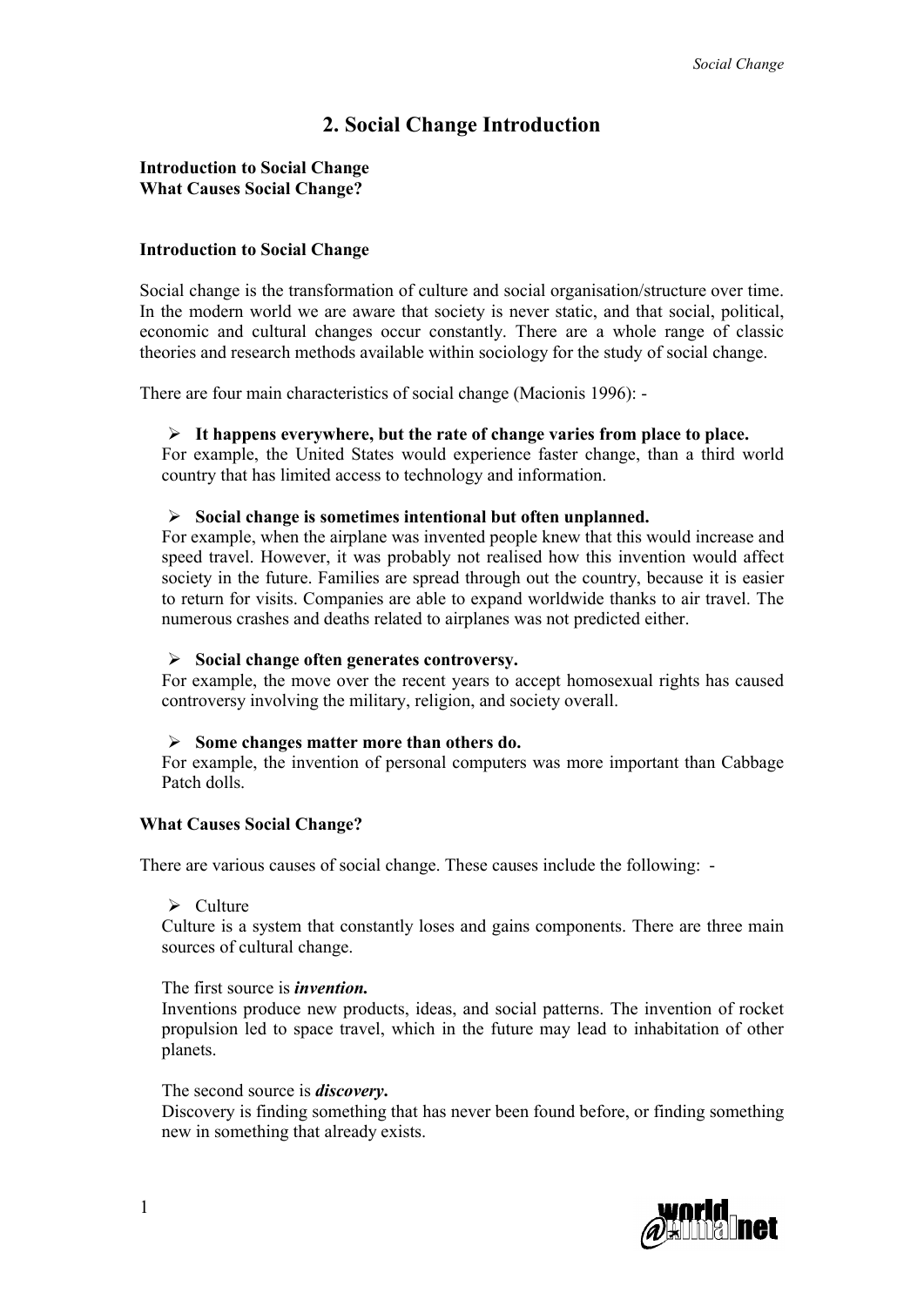# 2. Social Change Introduction

**Introduction to Social Change**
**What Causes Social Change?**

### Introduction to Social Change

Social change is the transformation of culture and social organisation/structure over time. In the modern world we are aware that society is never static, and that social, political, economic and cultural changes occur constantly. There are a whole range of classic theories and research methods available within sociology for the study of social change.

There are four main characteristics of social change (Macionis 1996): -

- **It happens everywhere, but the rate of change varies from place to place.**
  For example, the United States would experience faster change, than a third world country that has limited access to technology and information.

- **Social change is sometimes intentional but often unplanned.**
  For example, when the airplane was invented people knew that this would increase and speed travel. However, it was probably not realised how this invention would affect society in the future. Families are spread through out the country, because it is easier to return for visits. Companies are able to expand worldwide thanks to air travel. The numerous crashes and deaths related to airplanes was not predicted either.

- **Social change often generates controversy.**
  For example, the move over the recent years to accept homosexual rights has caused controversy involving the military, religion, and society overall.

- **Some changes matter more than others do.**
  For example, the invention of personal computers was more important than Cabbage Patch dolls.

### What Causes Social Change?

There are various causes of social change. These causes include the following: -

- Culture
  Culture is a system that constantly loses and gains components. There are three main sources of cultural change.

  The first source is ***invention.***
  Inventions produce new products, ideas, and social patterns. The invention of rocket propulsion led to space travel, which in the future may lead to inhabitation of other planets.

  The second source is ***discovery***.
  Discovery is finding something that has never been found before, or finding something new in something that already exists.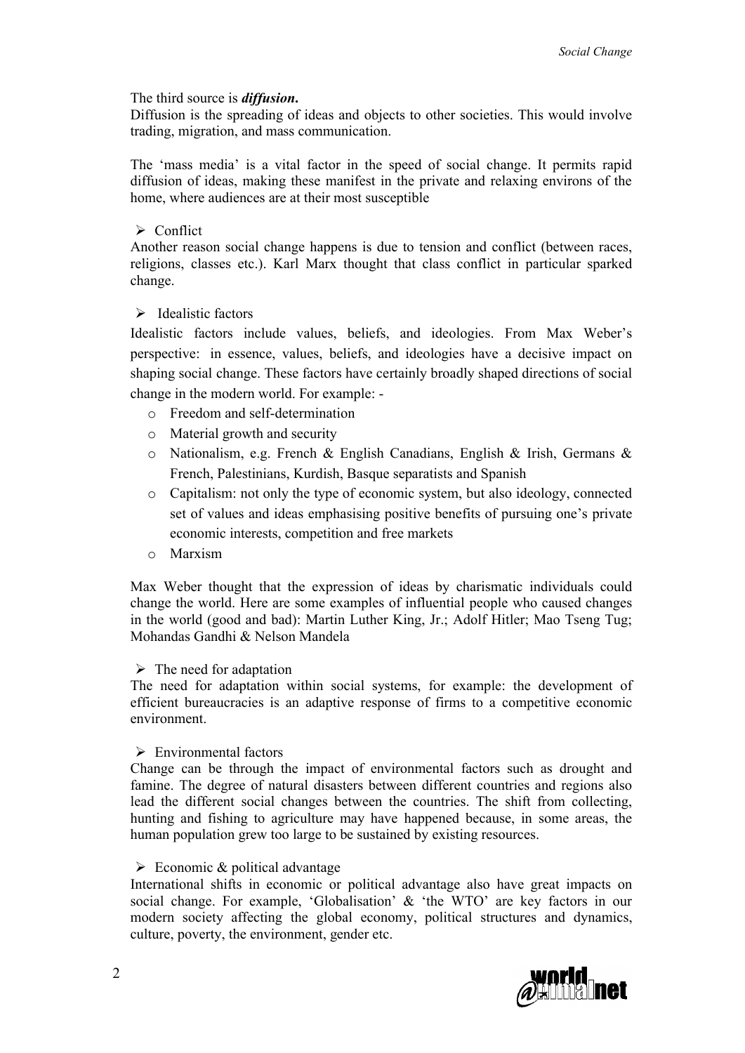The third source is ***diffusion.***

Diffusion is the spreading of ideas and objects to other societies. This would involve trading, migration, and mass communication.

The 'mass media' is a vital factor in the speed of social change. It permits rapid diffusion of ideas, making these manifest in the private and relaxing environs of the home, where audiences are at their most susceptible

- Conflict

Another reason social change happens is due to tension and conflict (between races, religions, classes etc.). Karl Marx thought that class conflict in particular sparked change.

- Idealistic factors

Idealistic factors include values, beliefs, and ideologies. From Max Weber's perspective: in essence, values, beliefs, and ideologies have a decisive impact on shaping social change. These factors have certainly broadly shaped directions of social change in the modern world. For example: -

  - Freedom and self-determination
  - Material growth and security
  - Nationalism, e.g. French & English Canadians, English & Irish, Germans & French, Palestinians, Kurdish, Basque separatists and Spanish
  - Capitalism: not only the type of economic system, but also ideology, connected set of values and ideas emphasising positive benefits of pursuing one's private economic interests, competition and free markets
  - Marxism

Max Weber thought that the expression of ideas by charismatic individuals could change the world. Here are some examples of influential people who caused changes in the world (good and bad): Martin Luther King, Jr.; Adolf Hitler; Mao Tseng Tug; Mohandas Gandhi & Nelson Mandela

- The need for adaptation

The need for adaptation within social systems, for example: the development of efficient bureaucracies is an adaptive response of firms to a competitive economic environment.

- Environmental factors

Change can be through the impact of environmental factors such as drought and famine. The degree of natural disasters between different countries and regions also lead the different social changes between the countries. The shift from collecting, hunting and fishing to agriculture may have happened because, in some areas, the human population grew too large to be sustained by existing resources.

- Economic & political advantage

International shifts in economic or political advantage also have great impacts on social change. For example, 'Globalisation' & 'the WTO' are key factors in our modern society affecting the global economy, political structures and dynamics, culture, poverty, the environment, gender etc.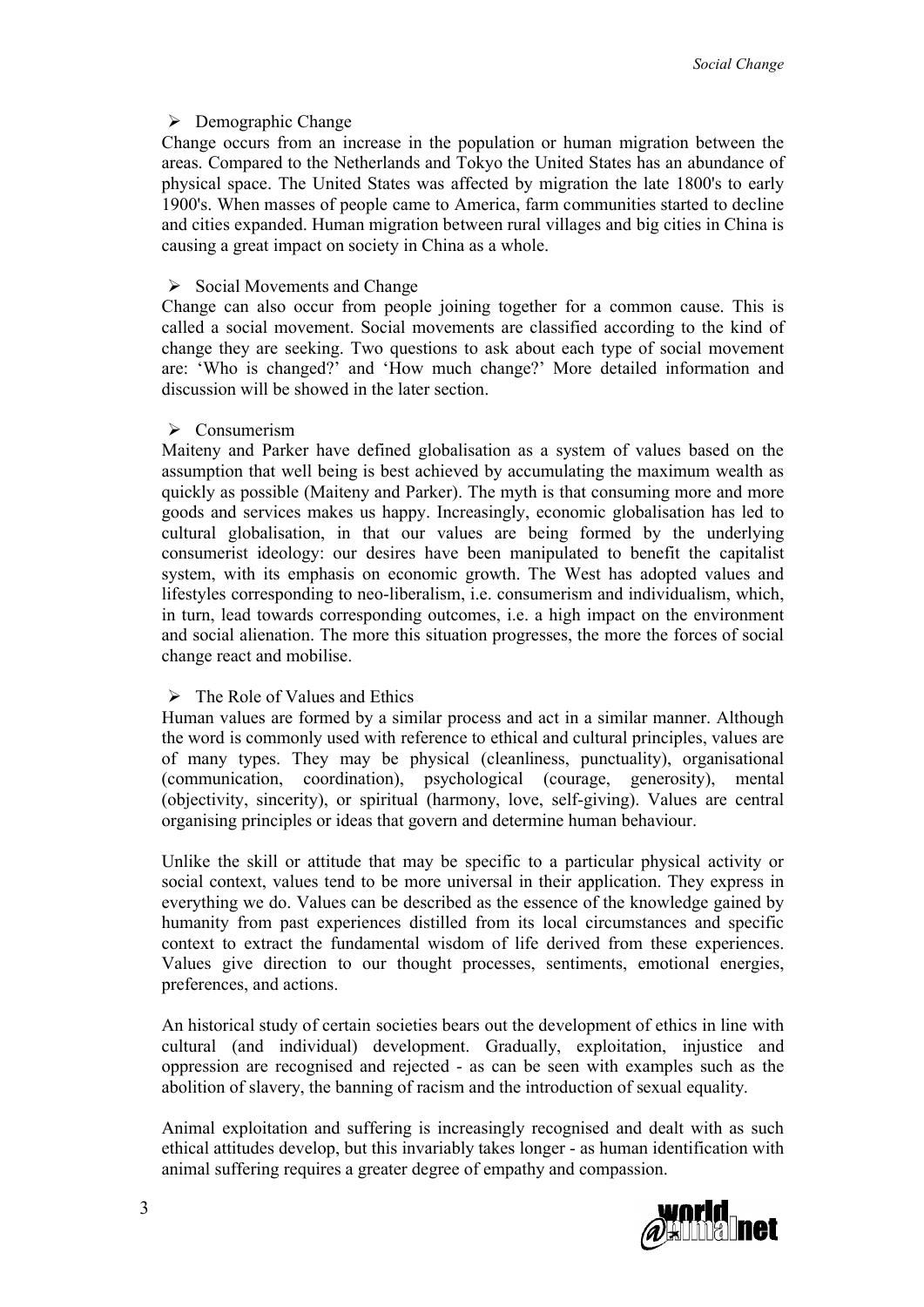- Demographic Change

Change occurs from an increase in the population or human migration between the areas. Compared to the Netherlands and Tokyo the United States has an abundance of physical space. The United States was affected by migration the late 1800's to early 1900's. When masses of people came to America, farm communities started to decline and cities expanded. Human migration between rural villages and big cities in China is causing a great impact on society in China as a whole.

- Social Movements and Change

Change can also occur from people joining together for a common cause. This is called a social movement. Social movements are classified according to the kind of change they are seeking. Two questions to ask about each type of social movement are: 'Who is changed?' and 'How much change?' More detailed information and discussion will be showed in the later section.

- Consumerism

Maiteny and Parker have defined globalisation as a system of values based on the assumption that well being is best achieved by accumulating the maximum wealth as quickly as possible (Maiteny and Parker). The myth is that consuming more and more goods and services makes us happy. Increasingly, economic globalisation has led to cultural globalisation, in that our values are being formed by the underlying consumerist ideology: our desires have been manipulated to benefit the capitalist system, with its emphasis on economic growth. The West has adopted values and lifestyles corresponding to neo-liberalism, i.e. consumerism and individualism, which, in turn, lead towards corresponding outcomes, i.e. a high impact on the environment and social alienation. The more this situation progresses, the more the forces of social change react and mobilise.

- The Role of Values and Ethics

Human values are formed by a similar process and act in a similar manner. Although the word is commonly used with reference to ethical and cultural principles, values are of many types. They may be physical (cleanliness, punctuality), organisational (communication, coordination), psychological (courage, generosity), mental (objectivity, sincerity), or spiritual (harmony, love, self-giving). Values are central organising principles or ideas that govern and determine human behaviour.

Unlike the skill or attitude that may be specific to a particular physical activity or social context, values tend to be more universal in their application. They express in everything we do. Values can be described as the essence of the knowledge gained by humanity from past experiences distilled from its local circumstances and specific context to extract the fundamental wisdom of life derived from these experiences. Values give direction to our thought processes, sentiments, emotional energies, preferences, and actions.

An historical study of certain societies bears out the development of ethics in line with cultural (and individual) development. Gradually, exploitation, injustice and oppression are recognised and rejected - as can be seen with examples such as the abolition of slavery, the banning of racism and the introduction of sexual equality.

Animal exploitation and suffering is increasingly recognised and dealt with as such ethical attitudes develop, but this invariably takes longer - as human identification with animal suffering requires a greater degree of empathy and compassion.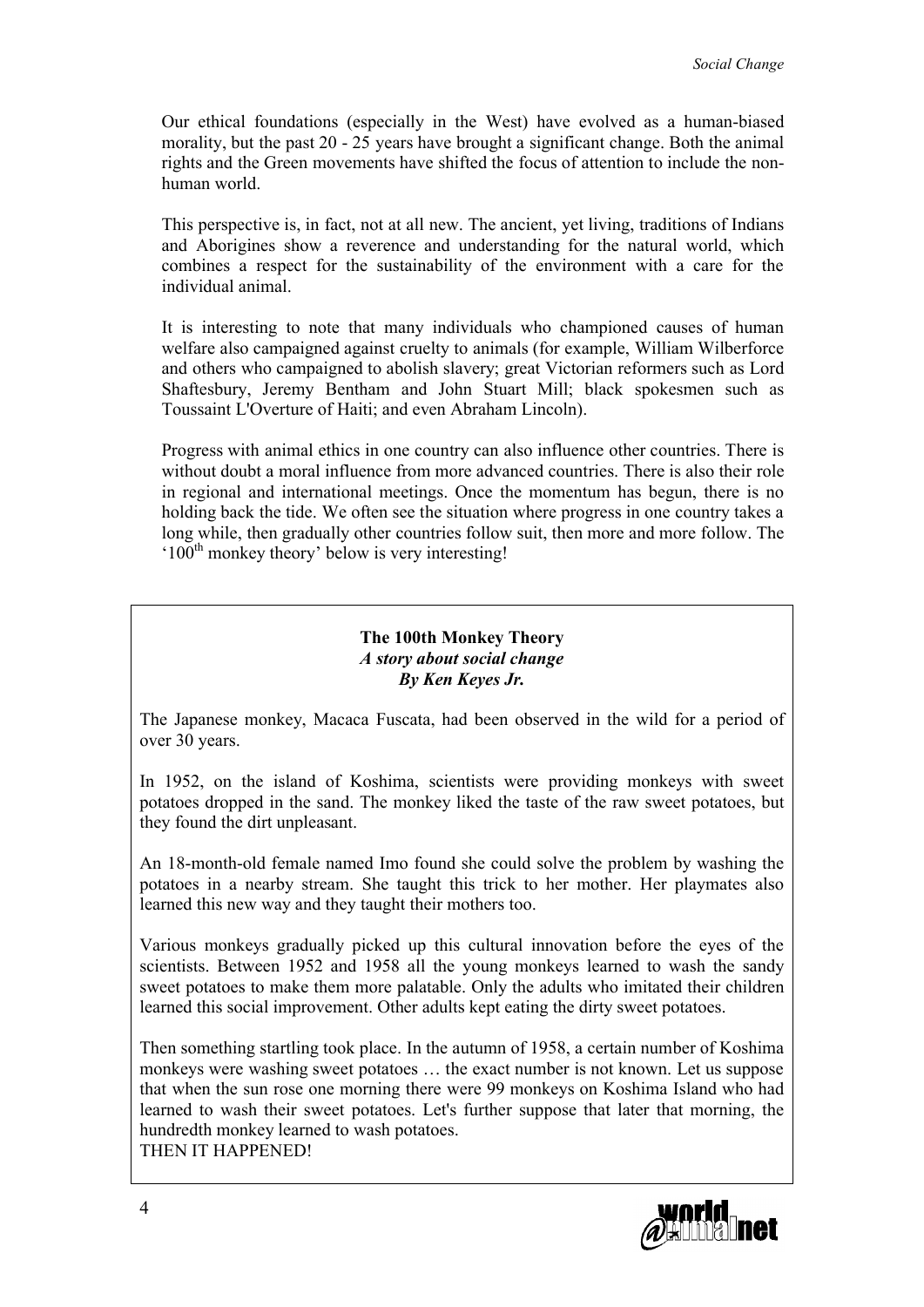Our ethical foundations (especially in the West) have evolved as a human-biased morality, but the past 20 - 25 years have brought a significant change. Both the animal rights and the Green movements have shifted the focus of attention to include the non-human world.

This perspective is, in fact, not at all new. The ancient, yet living, traditions of Indians and Aborigines show a reverence and understanding for the natural world, which combines a respect for the sustainability of the environment with a care for the individual animal.

It is interesting to note that many individuals who championed causes of human welfare also campaigned against cruelty to animals (for example, William Wilberforce and others who campaigned to abolish slavery; great Victorian reformers such as Lord Shaftesbury, Jeremy Bentham and John Stuart Mill; black spokesmen such as Toussaint L'Overture of Haiti; and even Abraham Lincoln).

Progress with animal ethics in one country can also influence other countries. There is without doubt a moral influence from more advanced countries. There is also their role in regional and international meetings. Once the momentum has begun, there is no holding back the tide. We often see the situation where progress in one country takes a long while, then gradually other countries follow suit, then more and more follow. The '100th monkey theory' below is very interesting!

**The 100th Monkey Theory**
***A story about social change***
***By Ken Keyes Jr.***

The Japanese monkey, Macaca Fuscata, had been observed in the wild for a period of over 30 years.

In 1952, on the island of Koshima, scientists were providing monkeys with sweet potatoes dropped in the sand. The monkey liked the taste of the raw sweet potatoes, but they found the dirt unpleasant.

An 18-month-old female named Imo found she could solve the problem by washing the potatoes in a nearby stream. She taught this trick to her mother. Her playmates also learned this new way and they taught their mothers too.

Various monkeys gradually picked up this cultural innovation before the eyes of the scientists. Between 1952 and 1958 all the young monkeys learned to wash the sandy sweet potatoes to make them more palatable. Only the adults who imitated their children learned this social improvement. Other adults kept eating the dirty sweet potatoes.

Then something startling took place. In the autumn of 1958, a certain number of Koshima monkeys were washing sweet potatoes … the exact number is not known. Let us suppose that when the sun rose one morning there were 99 monkeys on Koshima Island who had learned to wash their sweet potatoes. Let's further suppose that later that morning, the hundredth monkey learned to wash potatoes.
THEN IT HAPPENED!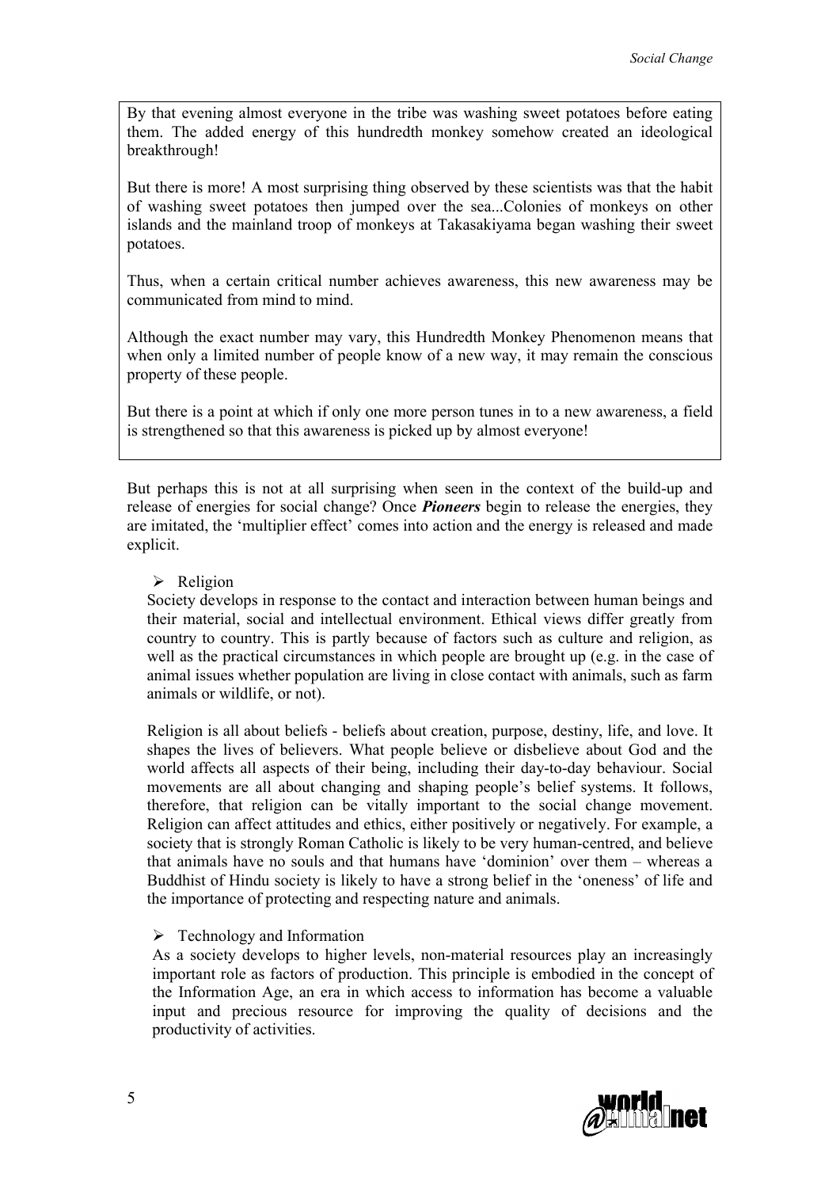By that evening almost everyone in the tribe was washing sweet potatoes before eating them. The added energy of this hundredth monkey somehow created an ideological breakthrough!

But there is more! A most surprising thing observed by these scientists was that the habit of washing sweet potatoes then jumped over the sea...Colonies of monkeys on other islands and the mainland troop of monkeys at Takasakiyama began washing their sweet potatoes.

Thus, when a certain critical number achieves awareness, this new awareness may be communicated from mind to mind.

Although the exact number may vary, this Hundredth Monkey Phenomenon means that when only a limited number of people know of a new way, it may remain the conscious property of these people.

But there is a point at which if only one more person tunes in to a new awareness, a field is strengthened so that this awareness is picked up by almost everyone!

But perhaps this is not at all surprising when seen in the context of the build-up and release of energies for social change? Once ***Pioneers*** begin to release the energies, they are imitated, the 'multiplier effect' comes into action and the energy is released and made explicit.

- Religion

Society develops in response to the contact and interaction between human beings and their material, social and intellectual environment. Ethical views differ greatly from country to country. This is partly because of factors such as culture and religion, as well as the practical circumstances in which people are brought up (e.g. in the case of animal issues whether population are living in close contact with animals, such as farm animals or wildlife, or not).

Religion is all about beliefs - beliefs about creation, purpose, destiny, life, and love. It shapes the lives of believers. What people believe or disbelieve about God and the world affects all aspects of their being, including their day-to-day behaviour. Social movements are all about changing and shaping people's belief systems. It follows, therefore, that religion can be vitally important to the social change movement. Religion can affect attitudes and ethics, either positively or negatively. For example, a society that is strongly Roman Catholic is likely to be very human-centred, and believe that animals have no souls and that humans have 'dominion' over them – whereas a Buddhist of Hindu society is likely to have a strong belief in the 'oneness' of life and the importance of protecting and respecting nature and animals.

- Technology and Information

As a society develops to higher levels, non-material resources play an increasingly important role as factors of production. This principle is embodied in the concept of the Information Age, an era in which access to information has become a valuable input and precious resource for improving the quality of decisions and the productivity of activities.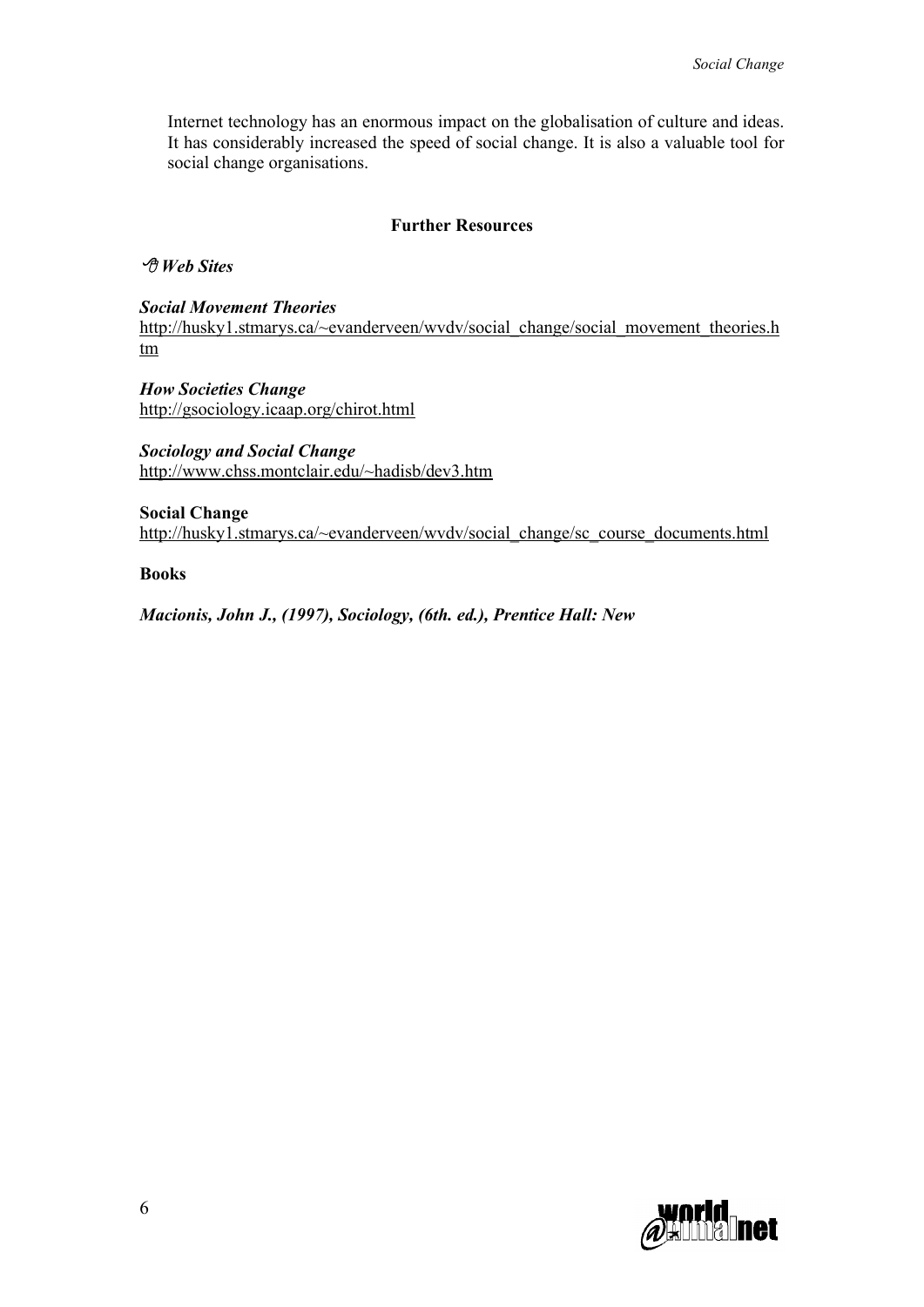Internet technology has an enormous impact on the globalisation of culture and ideas. It has considerably increased the speed of social change. It is also a valuable tool for social change organisations.

## Further Resources

***Web Sites***

***Social Movement Theories***
http://husky1.stmarys.ca/~evanderveen/wvdv/social_change/social_movement_theories.htm

***How Societies Change***
http://gsociology.icaap.org/chirot.html

***Sociology and Social Change***
http://www.chss.montclair.edu/~hadisb/dev3.htm

**Social Change**
http://husky1.stmarys.ca/~evanderveen/wvdv/social_change/sc_course_documents.html

**Books**

***Macionis, John J., (1997), Sociology, (6th. ed.), Prentice Hall: New***